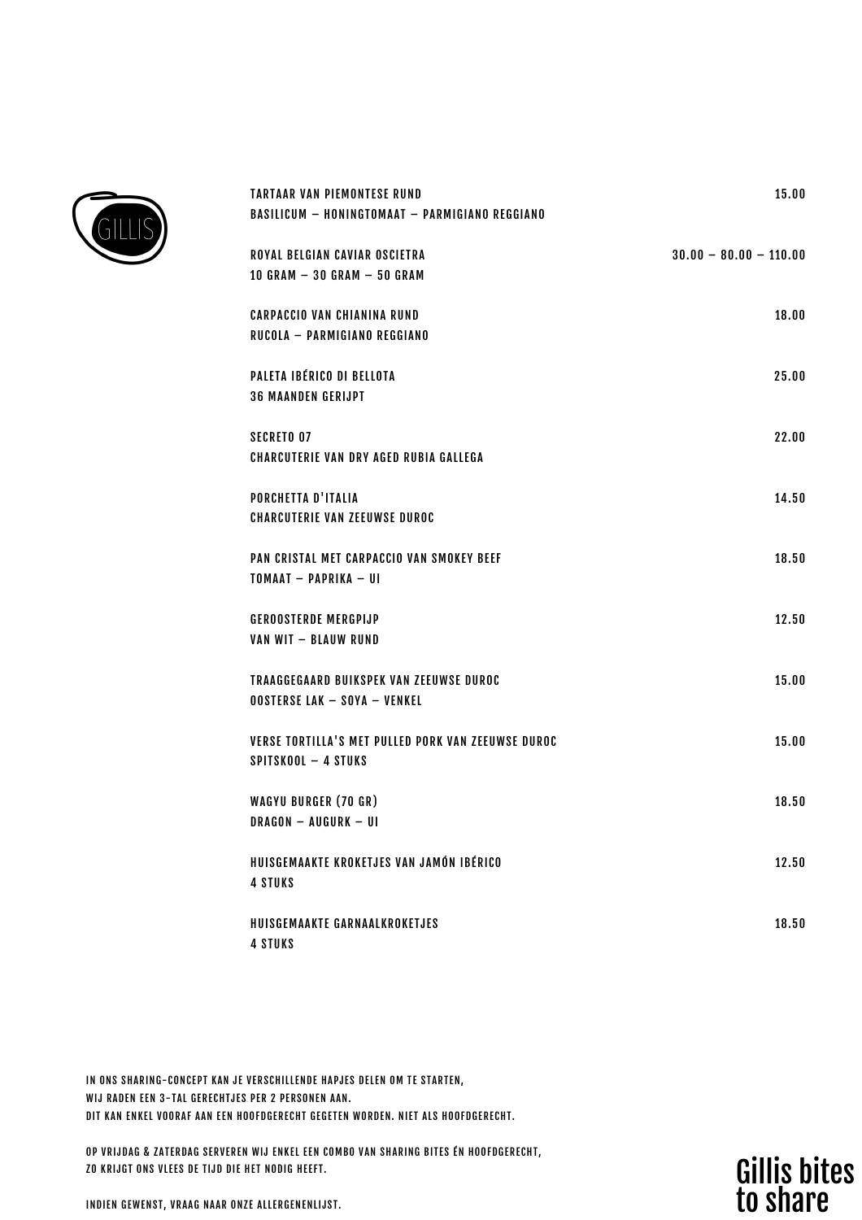GILLIS

| | |
|---|---|
| TARTAAR VAN PIEMONTESE RUND<br>BASILICUM – HONINGTOMAAT – PARMIGIANO REGGIANO | 15.00 |
| ROYAL BELGIAN CAVIAR OSCIETRA<br>10 GRAM – 30 GRAM – 50 GRAM | 30.00 – 80.00 – 110.00 |
| CARPACCIO VAN CHIANINA RUND<br>RUCOLA – PARMIGIANO REGGIANO | 18.00 |
| PALETA IBÉRICO DI BELLOTA<br>36 MAANDEN GERIJPT | 25.00 |
| SECRETO 07<br>CHARCUTERIE VAN DRY AGED RUBIA GALLEGA | 22.00 |
| PORCHETTA D'ITALIA<br>CHARCUTERIE VAN ZEEUWSE DUROC | 14.50 |
| PAN CRISTAL MET CARPACCIO VAN SMOKEY BEEF<br>TOMAAT – PAPRIKA – UI | 18.50 |
| GEROOSTERDE MERGPIJP<br>VAN WIT – BLAUW RUND | 12.50 |
| TRAAGGEGAARD BUIKSPEK VAN ZEEUWSE DUROC<br>OOSTERSE LAK – SOYA – VENKEL | 15.00 |
| VERSE TORTILLA'S MET PULLED PORK VAN ZEEUWSE DUROC<br>SPITSKOOL – 4 STUKS | 15.00 |
| WAGYU BURGER (70 GR)<br>DRAGON – AUGURK – UI | 18.50 |
| HUISGEMAAKTE KROKETJES VAN JAMÓN IBÉRICO<br>4 STUKS | 12.50 |
| HUISGEMAAKTE GARNAALKROKETJES<br>4 STUKS | 18.50 |

IN ONS SHARING-CONCEPT KAN JE VERSCHILLENDE HAPJES DELEN OM TE STARTEN,
WIJ RADEN EEN 3-TAL GERECHTJES PER 2 PERSONEN AAN.
DIT KAN ENKEL VOORAF AAN EEN HOOFDGERECHT GEGETEN WORDEN. NIET ALS HOOFDGERECHT.

OP VRIJDAG & ZATERDAG SERVEREN WIJ ENKEL EEN COMBO VAN SHARING BITES ÉN HOOFDGERECHT,
ZO KRIJGT ONS VLEES DE TIJD DIE HET NODIG HEEFT.

INDIEN GEWENST, VRAAG NAAR ONZE ALLERGENENLIJST.

# Gillis bites to share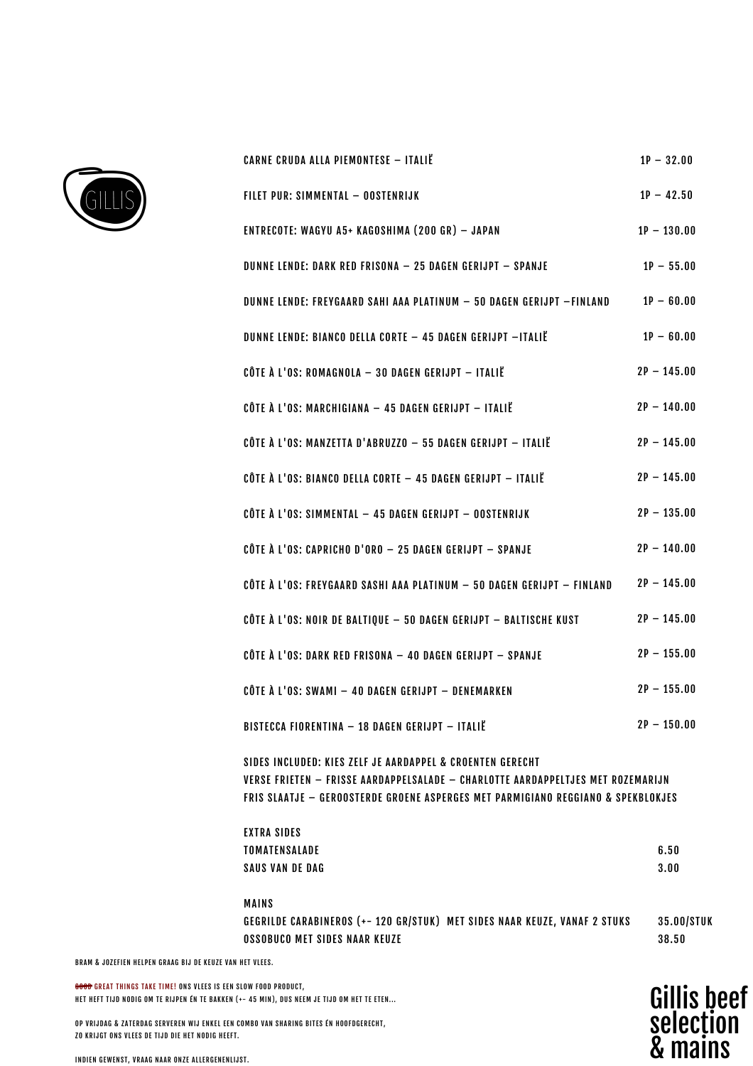GILLIS

| | |
|---|---|
| CARNE CRUDA ALLA PIEMONTESE – ITALIË | 1P – 32.00 |
| FILET PUR: SIMMENTAL – OOSTENRIJK | 1P – 42.50 |
| ENTRECOTE: WAGYU A5+ KAGOSHIMA (200 GR) – JAPAN | 1P – 130.00 |
| DUNNE LENDE: DARK RED FRISONA – 25 DAGEN GERIJPT – SPANJE | 1P – 55.00 |
| DUNNE LENDE: FREYGAARD SAHI AAA PLATINUM – 50 DAGEN GERIJPT –FINLAND | 1P – 60.00 |
| DUNNE LENDE: BIANCO DELLA CORTE – 45 DAGEN GERIJPT –ITALIË | 1P – 60.00 |
| CÔTE À L'OS: ROMAGNOLA – 30 DAGEN GERIJPT – ITALIË | 2P – 145.00 |
| CÔTE À L'OS: MARCHIGIANA – 45 DAGEN GERIJPT – ITALIË | 2P – 140.00 |
| CÔTE À L'OS: MANZETTA D'ABRUZZO – 55 DAGEN GERIJPT – ITALIË | 2P – 145.00 |
| CÔTE À L'OS: BIANCO DELLA CORTE – 45 DAGEN GERIJPT – ITALIË | 2P – 145.00 |
| CÔTE À L'OS: SIMMENTAL – 45 DAGEN GERIJPT – OOSTENRIJK | 2P – 135.00 |
| CÔTE À L'OS: CAPRICHO D'ORO – 25 DAGEN GERIJPT – SPANJE | 2P – 140.00 |
| CÔTE À L'OS: FREYGAARD SASHI AAA PLATINUM – 50 DAGEN GERIJPT – FINLAND | 2P – 145.00 |
| CÔTE À L'OS: NOIR DE BALTIQUE – 50 DAGEN GERIJPT – BALTISCHE KUST | 2P – 145.00 |
| CÔTE À L'OS: DARK RED FRISONA – 40 DAGEN GERIJPT – SPANJE | 2P – 155.00 |
| CÔTE À L'OS: SWAMI – 40 DAGEN GERIJPT – DENEMARKEN | 2P – 155.00 |
| BISTECCA FIORENTINA – 18 DAGEN GERIJPT – ITALIË | 2P – 150.00 |

SIDES INCLUDED: KIES ZELF JE AARDAPPEL & GROENTEN GERECHT
VERSE FRIETEN – FRISSE AARDAPPELSALADE – CHARLOTTE AARDAPPELTJES MET ROZEMARIJN
FRIS SLAATJE – GEROOSTERDE GROENE ASPERGES MET PARMIGIANO REGGIANO & SPEKBLOKJES

| EXTRA SIDES | |
|---|---|
| TOMATENSALADE | 6.50 |
| SAUS VAN DE DAG | 3.00 |

| MAINS | |
|---|---|
| GEGRILDE CARABINEROS (+- 120 GR/STUK) MET SIDES NAAR KEUZE, VANAF 2 STUKS | 35.00/STUK |
| OSSOBUCO MET SIDES NAAR KEUZE | 38.50 |

BRAM & JOZEFIEN HELPEN GRAAG BIJ DE KEUZE VAN HET VLEES.

~~GOOD~~ GREAT THINGS TAKE TIME! ONS VLEES IS EEN SLOW FOOD PRODUCT,
HET HEFT TIJD NODIG OM TE RIJPEN ÉN TE BAKKEN (+- 45 MIN), DUS NEEM JE TIJD OM HET TE ETEN...

OP VRIJDAG & ZATERDAG SERVEREN WIJ ENKEL EEN COMBO VAN SHARING BITES ÉN HOOFDGERECHT,
ZO KRIJGT ONS VLEES DE TIJD DIE HET NODIG HEEFT.

INDIEN GEWENST, VRAAG NAAR ONZE ALLERGENENLIJST.

# Gillis beef selection & mains